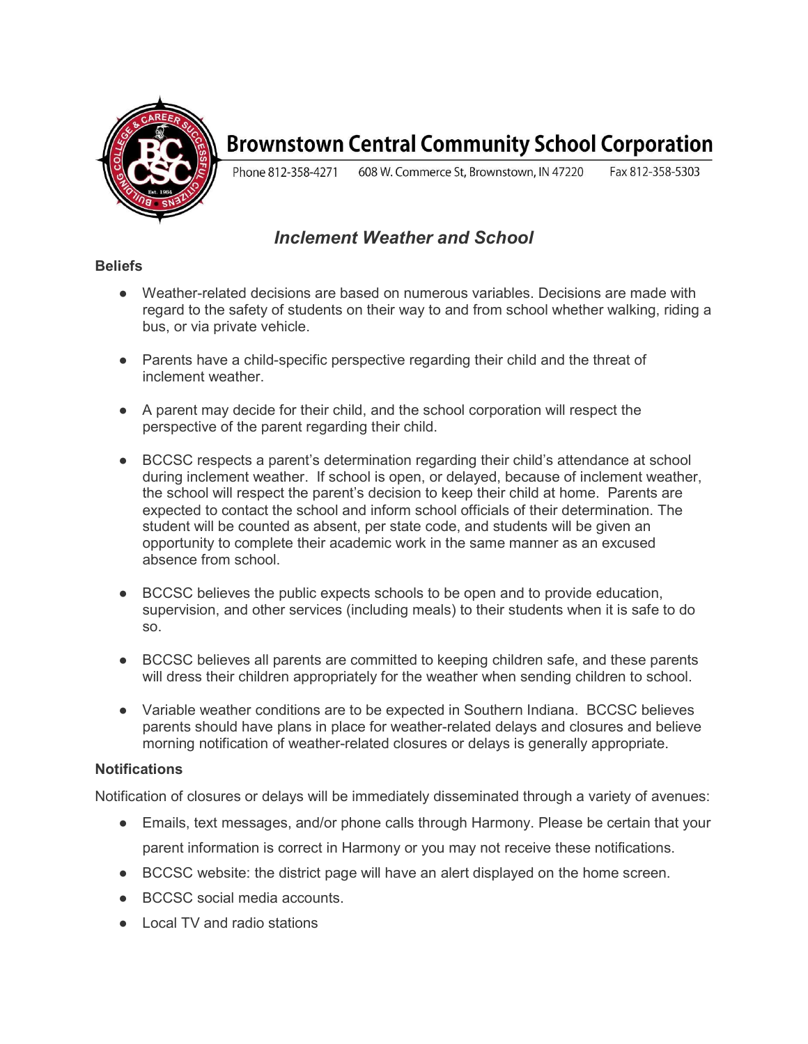# Brownstown Central Community School Corporation

Phone 812-358-4271 608 W. Commerce St, Brownstown, IN 47220 Fax 812-358-5303

## *Inclement Weather and School*

### Beliefs

- Weather-related decisions are based on numerous variables. Decisions are made with regard to the safety of students on their way to and from school whether walking, riding a bus, or via private vehicle.
- Parents have a child-specific perspective regarding their child and the threat of inclement weather.
- A parent may decide for their child, and the school corporation will respect the perspective of the parent regarding their child.
- BCCSC respects a parent's determination regarding their child's attendance at school during inclement weather. If school is open, or delayed, because of inclement weather, the school will respect the parent's decision to keep their child at home. Parents are expected to contact the school and inform school officials of their determination. The student will be counted as absent, per state code, and students will be given an opportunity to complete their academic work in the same manner as an excused absence from school.
- BCCSC believes the public expects schools to be open and to provide education, supervision, and other services (including meals) to their students when it is safe to do so.
- BCCSC believes all parents are committed to keeping children safe, and these parents will dress their children appropriately for the weather when sending children to school.
- Variable weather conditions are to be expected in Southern Indiana. BCCSC believes parents should have plans in place for weather-related delays and closures and believe morning notification of weather-related closures or delays is generally appropriate.

### Notifications

Notification of closures or delays will be immediately disseminated through a variety of avenues:

- Emails, text messages, and/or phone calls through Harmony. Please be certain that your parent information is correct in Harmony or you may not receive these notifications.
- BCCSC website: the district page will have an alert displayed on the home screen.
- BCCSC social media accounts.
- Local TV and radio stations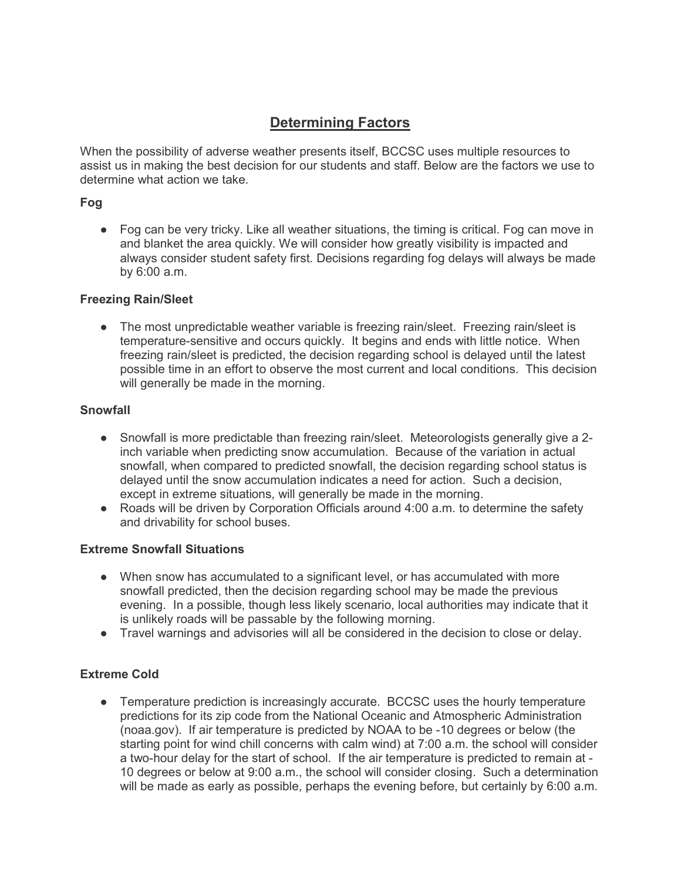# Determining Factors

When the possibility of adverse weather presents itself, BCCSC uses multiple resources to assist us in making the best decision for our students and staff. Below are the factors we use to determine what action we take.

**Fog**

- Fog can be very tricky. Like all weather situations, the timing is critical. Fog can move in and blanket the area quickly. We will consider how greatly visibility is impacted and always consider student safety first. Decisions regarding fog delays will always be made by 6:00 a.m.

**Freezing Rain/Sleet**

- The most unpredictable weather variable is freezing rain/sleet. Freezing rain/sleet is temperature-sensitive and occurs quickly. It begins and ends with little notice. When freezing rain/sleet is predicted, the decision regarding school is delayed until the latest possible time in an effort to observe the most current and local conditions. This decision will generally be made in the morning.

**Snowfall**

- Snowfall is more predictable than freezing rain/sleet. Meteorologists generally give a 2-inch variable when predicting snow accumulation. Because of the variation in actual snowfall, when compared to predicted snowfall, the decision regarding school status is delayed until the snow accumulation indicates a need for action. Such a decision, except in extreme situations, will generally be made in the morning.
- Roads will be driven by Corporation Officials around 4:00 a.m. to determine the safety and drivability for school buses.

**Extreme Snowfall Situations**

- When snow has accumulated to a significant level, or has accumulated with more snowfall predicted, then the decision regarding school may be made the previous evening. In a possible, though less likely scenario, local authorities may indicate that it is unlikely roads will be passable by the following morning.
- Travel warnings and advisories will all be considered in the decision to close or delay.

**Extreme Cold**

- Temperature prediction is increasingly accurate. BCCSC uses the hourly temperature predictions for its zip code from the National Oceanic and Atmospheric Administration (noaa.gov). If air temperature is predicted by NOAA to be -10 degrees or below (the starting point for wind chill concerns with calm wind) at 7:00 a.m. the school will consider a two-hour delay for the start of school. If the air temperature is predicted to remain at -10 degrees or below at 9:00 a.m., the school will consider closing. Such a determination will be made as early as possible, perhaps the evening before, but certainly by 6:00 a.m.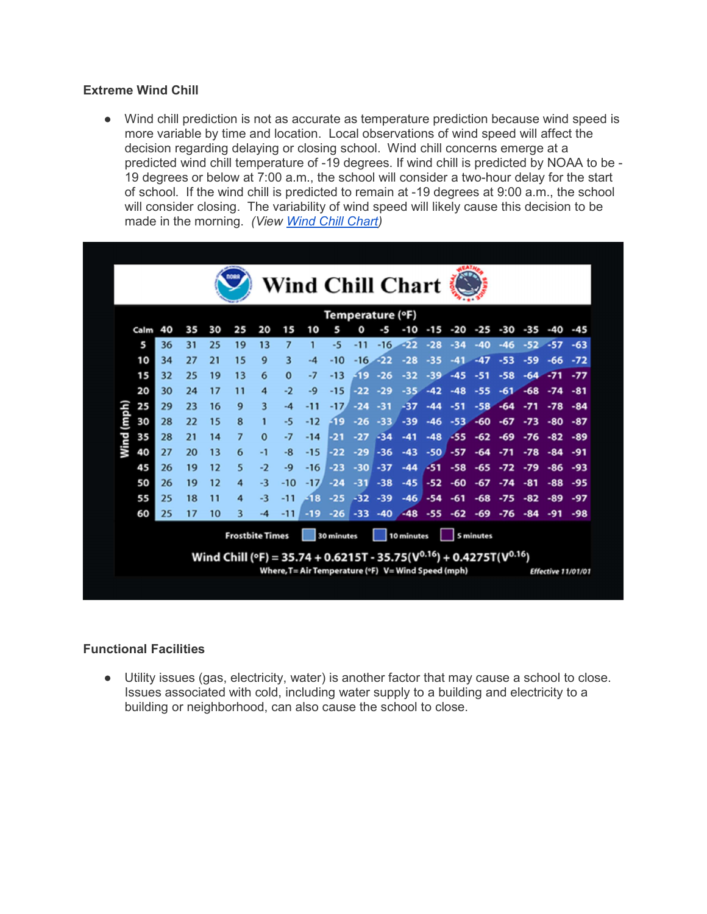### Extreme Wind Chill

- Wind chill prediction is not as accurate as temperature prediction because wind speed is more variable by time and location. Local observations of wind speed will affect the decision regarding delaying or closing school. Wind chill concerns emerge at a predicted wind chill temperature of -19 degrees. If wind chill is predicted by NOAA to be -19 degrees or below at 7:00 a.m., the school will consider a two-hour delay for the start of school. If the wind chill is predicted to remain at -19 degrees at 9:00 a.m., the school will consider closing. The variability of wind speed will likely cause this decision to be made in the morning. *(View Wind Chill Chart)*

**Wind Chill Chart**

Temperature (°F)

| Wind (mph) / Calm | 40 | 35 | 30 | 25 | 20 | 15 | 10 | 5 | 0 | -5 | -10 | -15 | -20 | -25 | -30 | -35 | -40 | -45 |
|---|---|---|---|---|---|---|---|---|---|---|---|---|---|---|---|---|---|---|
| 5 | 36 | 31 | 25 | 19 | 13 | 7 | 1 | -5 | -11 | -16 | -22 | -28 | -34 | -40 | -46 | -52 | -57 | -63 |
| 10 | 34 | 27 | 21 | 15 | 9 | 3 | -4 | -10 | -16 | -22 | -28 | -35 | -41 | -47 | -53 | -59 | -66 | -72 |
| 15 | 32 | 25 | 19 | 13 | 6 | 0 | -7 | -13 | -19 | -26 | -32 | -39 | -45 | -51 | -58 | -64 | -71 | -77 |
| 20 | 30 | 24 | 17 | 11 | 4 | -2 | -9 | -15 | -22 | -29 | -35 | -42 | -48 | -55 | -61 | -68 | -74 | -81 |
| 25 | 29 | 23 | 16 | 9 | 3 | -4 | -11 | -17 | -24 | -31 | -37 | -44 | -51 | -58 | -64 | -71 | -78 | -84 |
| 30 | 28 | 22 | 15 | 8 | 1 | -5 | -12 | -19 | -26 | -33 | -39 | -46 | -53 | -60 | -67 | -73 | -80 | -87 |
| 35 | 28 | 21 | 14 | 7 | 0 | -7 | -14 | -21 | -27 | -34 | -41 | -48 | -55 | -62 | -69 | -76 | -82 | -89 |
| 40 | 27 | 20 | 13 | 6 | -1 | -8 | -15 | -22 | -29 | -36 | -43 | -50 | -57 | -64 | -71 | -78 | -84 | -91 |
| 45 | 26 | 19 | 12 | 5 | -2 | -9 | -16 | -23 | -30 | -37 | -44 | -51 | -58 | -65 | -72 | -79 | -86 | -93 |
| 50 | 26 | 19 | 12 | 4 | -3 | -10 | -17 | -24 | -31 | -38 | -45 | -52 | -60 | -67 | -74 | -81 | -88 | -95 |
| 55 | 25 | 18 | 11 | 4 | -3 | -11 | -18 | -25 | -32 | -39 | -46 | -54 | -61 | -68 | -75 | -82 | -89 | -97 |
| 60 | 25 | 17 | 10 | 3 | -4 | -11 | -19 | -26 | -33 | -40 | -48 | -55 | -62 | -69 | -76 | -84 | -91 | -98 |

Frostbite Times: 30 minutes, 10 minutes, 5 minutes

$$\text{Wind Chill (°F)} = 35.74 + 0.6215T - 35.75(V^{0.16}) + 0.4275T(V^{0.16})$$

Where, T = Air Temperature (°F) V = Wind Speed (mph)

*Effective 11/01/01*

### Functional Facilities

- Utility issues (gas, electricity, water) is another factor that may cause a school to close. Issues associated with cold, including water supply to a building and electricity to a building or neighborhood, can also cause the school to close.